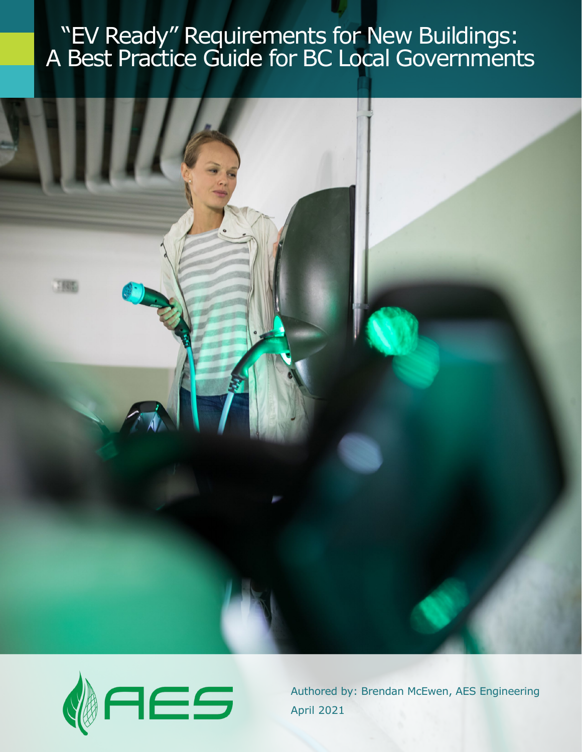# "EV Ready" Requirements for New Buildings: A Best Practice Guide for BC Local Governments

AES

Authored by: Brendan McEwen, AES Engineering

April 2021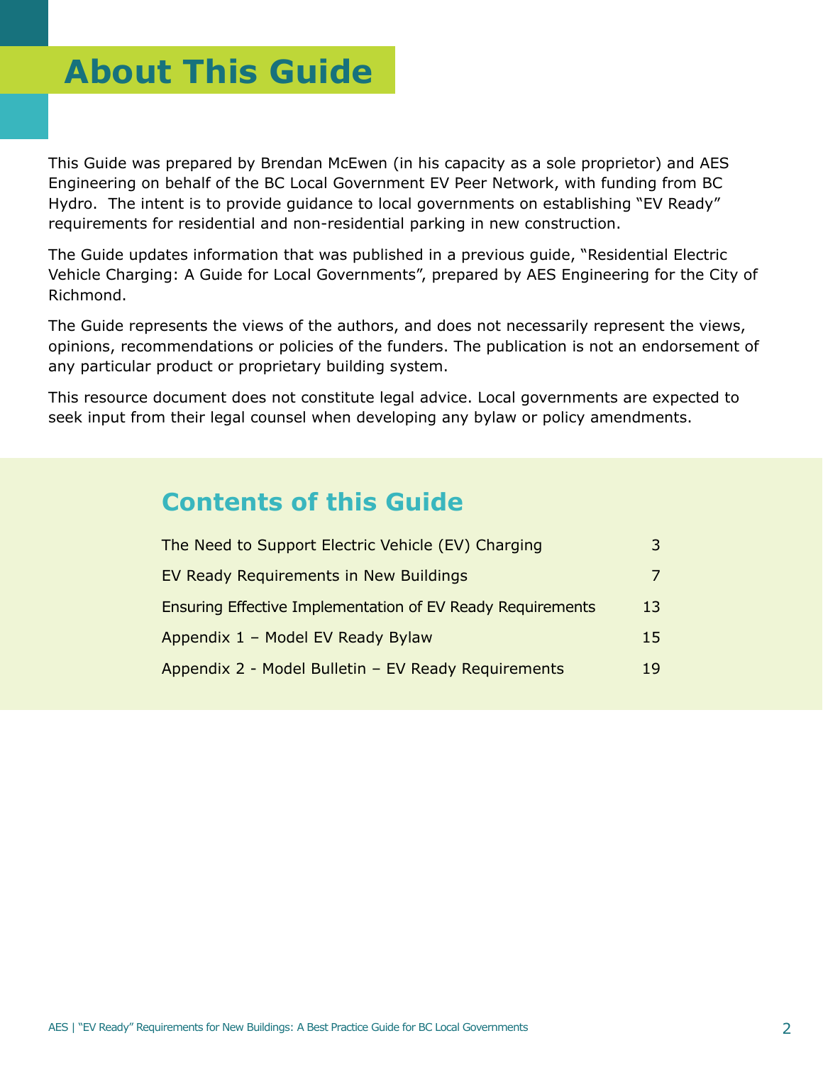# About This Guide

This Guide was prepared by Brendan McEwen (in his capacity as a sole proprietor) and AES Engineering on behalf of the BC Local Government EV Peer Network, with funding from BC Hydro. The intent is to provide guidance to local governments on establishing “EV Ready” requirements for residential and non-residential parking in new construction.

The Guide updates information that was published in a previous guide, “Residential Electric Vehicle Charging: A Guide for Local Governments”, prepared by AES Engineering for the City of Richmond.

The Guide represents the views of the authors, and does not necessarily represent the views, opinions, recommendations or policies of the funders. The publication is not an endorsement of any particular product or proprietary building system.

This resource document does not constitute legal advice. Local governments are expected to seek input from their legal counsel when developing any bylaw or policy amendments.

## Contents of this Guide

| | |
|---|---|
| The Need to Support Electric Vehicle (EV) Charging | 3 |
| EV Ready Requirements in New Buildings | 7 |
| Ensuring Effective Implementation of EV Ready Requirements | 13 |
| Appendix 1 – Model EV Ready Bylaw | 15 |
| Appendix 2 - Model Bulletin – EV Ready Requirements | 19 |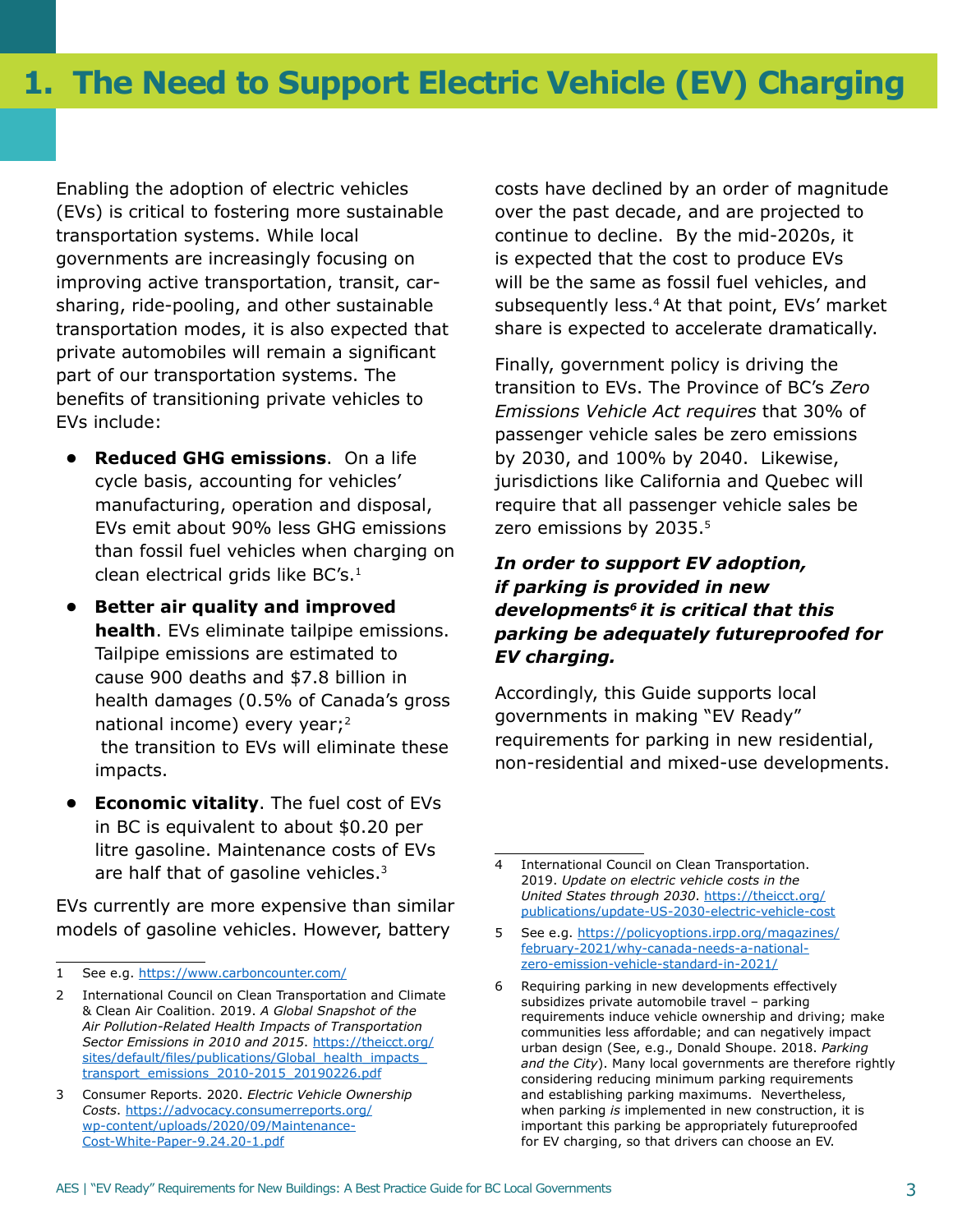# 1. The Need to Support Electric Vehicle (EV) Charging

Enabling the adoption of electric vehicles (EVs) is critical to fostering more sustainable transportation systems. While local governments are increasingly focusing on improving active transportation, transit, car-sharing, ride-pooling, and other sustainable transportation modes, it is also expected that private automobiles will remain a significant part of our transportation systems. The benefits of transitioning private vehicles to EVs include:

- **Reduced GHG emissions**. On a life cycle basis, accounting for vehicles' manufacturing, operation and disposal, EVs emit about 90% less GHG emissions than fossil fuel vehicles when charging on clean electrical grids like BC's.[1]
- **Better air quality and improved health**. EVs eliminate tailpipe emissions. Tailpipe emissions are estimated to cause 900 deaths and $7.8 billion in health damages (0.5% of Canada's gross national income) every year;[2] the transition to EVs will eliminate these impacts.
- **Economic vitality**. The fuel cost of EVs in BC is equivalent to about $0.20 per litre gasoline. Maintenance costs of EVs are half that of gasoline vehicles.[3]

EVs currently are more expensive than similar models of gasoline vehicles. However, battery costs have declined by an order of magnitude over the past decade, and are projected to continue to decline. By the mid-2020s, it is expected that the cost to produce EVs will be the same as fossil fuel vehicles, and subsequently less.[4] At that point, EVs' market share is expected to accelerate dramatically.

Finally, government policy is driving the transition to EVs. The Province of BC's *Zero Emissions Vehicle Act requires* that 30% of passenger vehicle sales be zero emissions by 2030, and 100% by 2040. Likewise, jurisdictions like California and Quebec will require that all passenger vehicle sales be zero emissions by 2035.[5]

***In order to support EV adoption, if parking is provided in new developments[6] it is critical that this parking be adequately futureproofed for EV charging.***

Accordingly, this Guide supports local governments in making "EV Ready" requirements for parking in new residential, non-residential and mixed-use developments.

---

1 See e.g. https://www.carboncounter.com/

2 International Council on Clean Transportation and Climate & Clean Air Coalition. 2019. *A Global Snapshot of the Air Pollution-Related Health Impacts of Transportation Sector Emissions in 2010 and 2015*. https://theicct.org/sites/default/files/publications/Global_health_impacts_transport_emissions_2010-2015_20190226.pdf

3 Consumer Reports. 2020. *Electric Vehicle Ownership Costs*. https://advocacy.consumerreports.org/wp-content/uploads/2020/09/Maintenance-Cost-White-Paper-9.24.20-1.pdf

4 International Council on Clean Transportation. 2019. *Update on electric vehicle costs in the United States through 2030*. https://theicct.org/publications/update-US-2030-electric-vehicle-cost

5 See e.g. https://policyoptions.irpp.org/magazines/february-2021/why-canada-needs-a-national-zero-emission-vehicle-standard-in-2021/

6 Requiring parking in new developments effectively subsidizes private automobile travel – parking requirements induce vehicle ownership and driving; make communities less affordable; and can negatively impact urban design (See, e.g., Donald Shoupe. 2018. *Parking and the City*). Many local governments are therefore rightly considering reducing minimum parking requirements and establishing parking maximums. Nevertheless, when parking *is* implemented in new construction, it is important this parking be appropriately futureproofed for EV charging, so that drivers can choose an EV.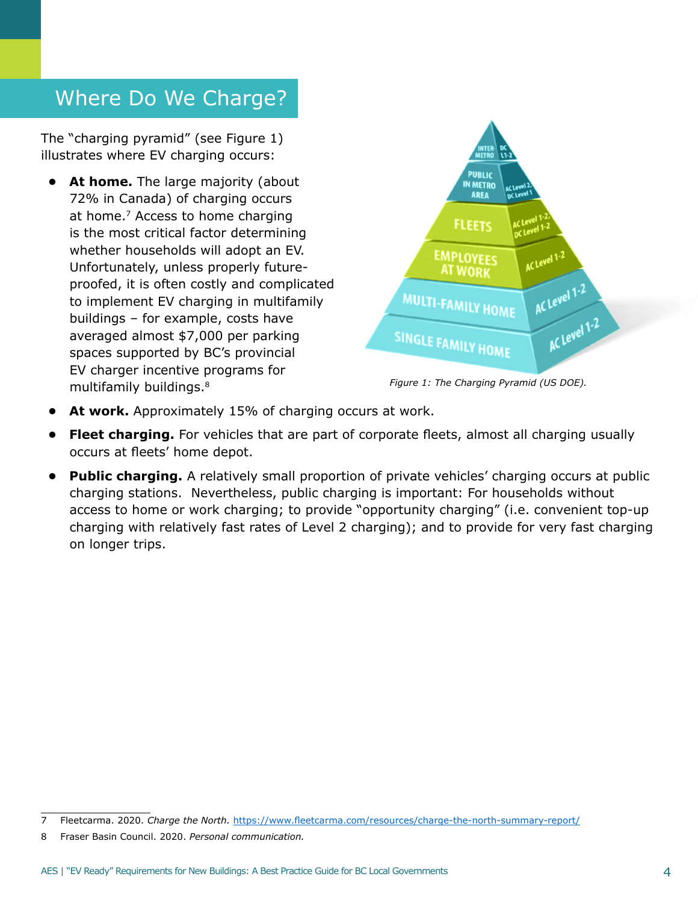## Where Do We Charge?

The "charging pyramid" (see Figure 1) illustrates where EV charging occurs:

- **At home.** The large majority (about 72% in Canada) of charging occurs at home.[7] Access to home charging is the most critical factor determining whether households will adopt an EV. Unfortunately, unless properly future-proofed, it is often costly and complicated to implement EV charging in multifamily buildings – for example, costs have averaged almost $7,000 per parking spaces supported by BC's provincial EV charger incentive programs for multifamily buildings.[8]

INTER-METRO DC L1-2
PUBLIC IN METRO AREA AC Level 2, DC Level 1
FLEETS AC Level 1-2, DC Level 1-2
EMPLOYEES AT WORK AC Level 1-2
MULTI-FAMILY HOME AC Level 1-2
SINGLE FAMILY HOME AC Level 1-2

*Figure 1: The Charging Pyramid (US DOE).*

- **At work.** Approximately 15% of charging occurs at work.
- **Fleet charging.** For vehicles that are part of corporate fleets, almost all charging usually occurs at fleets' home depot.
- **Public charging.** A relatively small proportion of private vehicles' charging occurs at public charging stations. Nevertheless, public charging is important: For households without access to home or work charging; to provide "opportunity charging" (i.e. convenient top-up charging with relatively fast rates of Level 2 charging); and to provide for very fast charging on longer trips.

---

7 Fleetcarma. 2020. *Charge the North.* https://www.fleetcarma.com/resources/charge-the-north-summary-report/

8 Fraser Basin Council. 2020. *Personal communication.*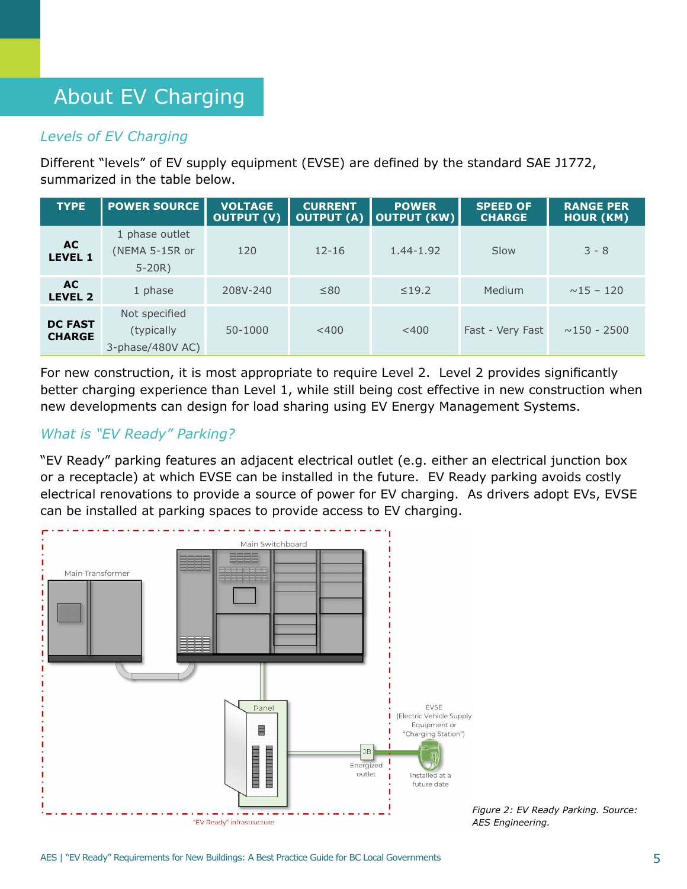# About EV Charging

## *Levels of EV Charging*

Different "levels" of EV supply equipment (EVSE) are defined by the standard SAE J1772, summarized in the table below.

| TYPE | POWER SOURCE | VOLTAGE OUTPUT (V) | CURRENT OUTPUT (A) | POWER OUTPUT (KW) | SPEED OF CHARGE | RANGE PER HOUR (KM) |
|---|---|---|---|---|---|---|
| **AC LEVEL 1** | 1 phase outlet (NEMA 5-15R or 5-20R) | 120 | 12-16 | 1.44-1.92 | Slow | 3 - 8 |
| **AC LEVEL 2** | 1 phase | 208V-240 | ≤80 | ≤19.2 | Medium | ~15 – 120 |
| **DC FAST CHARGE** | Not specified (typically 3-phase/480V AC) | 50-1000 | <400 | <400 | Fast - Very Fast | ~150 - 2500 |

For new construction, it is most appropriate to require Level 2. Level 2 provides significantly better charging experience than Level 1, while still being cost effective in new construction when new developments can design for load sharing using EV Energy Management Systems.

## *What is "EV Ready" Parking?*

"EV Ready" parking features an adjacent electrical outlet (e.g. either an electrical junction box or a receptacle) at which EVSE can be installed in the future. EV Ready parking avoids costly electrical renovations to provide a source of power for EV charging. As drivers adopt EVs, EVSE can be installed at parking spaces to provide access to EV charging.

Main Switchboard

Main Transformer

Panel

JB

Energized outlet

EVSE (Electric Vehicle Supply Equipment or "Charging Station")

Installed at a future date

"EV Ready" infrastructure

*Figure 2: EV Ready Parking. Source: AES Engineering.*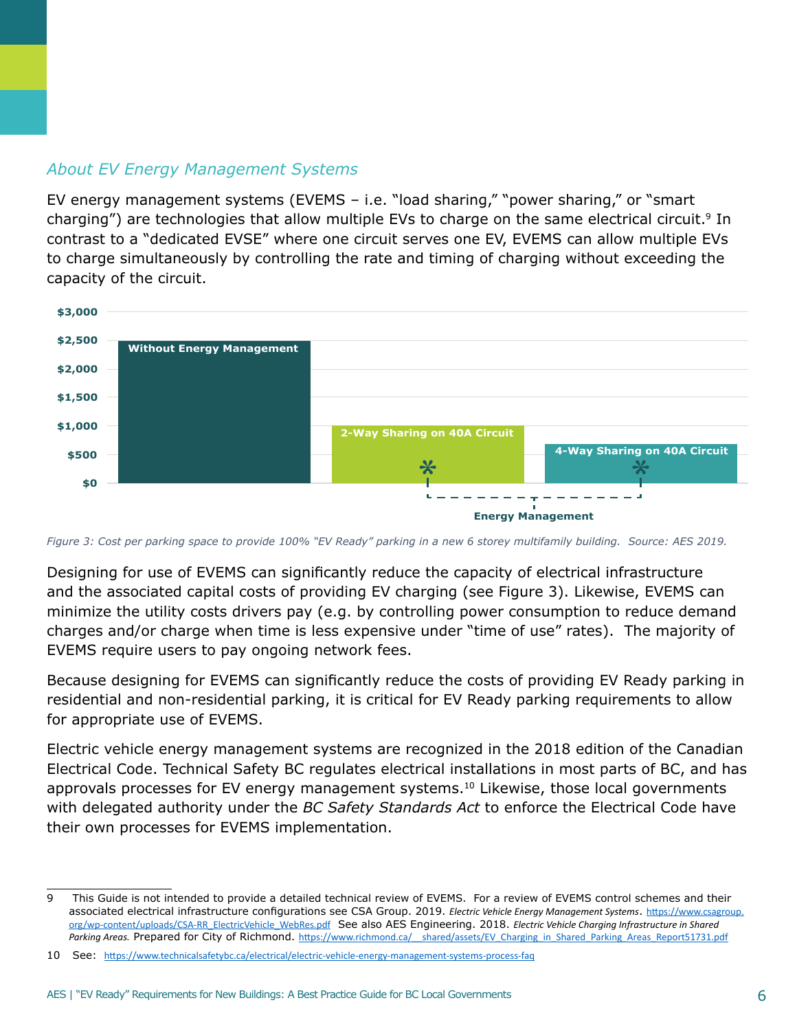### *About EV Energy Management Systems*

EV energy management systems (EVEMS – i.e. "load sharing," "power sharing," or "smart charging") are technologies that allow multiple EVs to charge on the same electrical circuit.[9] In contrast to a "dedicated EVSE" where one circuit serves one EV, EVEMS can allow multiple EVs to charge simultaneously by controlling the rate and timing of charging without exceeding the capacity of the circuit.

$3,000
$2,500
$2,000
$1,500
$1,000
$500
$0

Without Energy Management
2-Way Sharing on 40A Circuit
4-Way Sharing on 40A Circuit
Energy Management

*Figure 3: Cost per parking space to provide 100% "EV Ready" parking in a new 6 storey multifamily building. Source: AES 2019.*

Designing for use of EVEMS can significantly reduce the capacity of electrical infrastructure and the associated capital costs of providing EV charging (see Figure 3). Likewise, EVEMS can minimize the utility costs drivers pay (e.g. by controlling power consumption to reduce demand charges and/or charge when time is less expensive under "time of use" rates). The majority of EVEMS require users to pay ongoing network fees.

Because designing for EVEMS can significantly reduce the costs of providing EV Ready parking in residential and non-residential parking, it is critical for EV Ready parking requirements to allow for appropriate use of EVEMS.

Electric vehicle energy management systems are recognized in the 2018 edition of the Canadian Electrical Code. Technical Safety BC regulates electrical installations in most parts of BC, and has approvals processes for EV energy management systems.[10] Likewise, those local governments with delegated authority under the *BC Safety Standards Act* to enforce the Electrical Code have their own processes for EVEMS implementation.

---

9 This Guide is not intended to provide a detailed technical review of EVEMS. For a review of EVEMS control schemes and their associated electrical infrastructure configurations see CSA Group. 2019. *Electric Vehicle Energy Management Systems*. https://www.csagroup.org/wp-content/uploads/CSA-RR_ElectricVehicle_WebRes.pdf See also AES Engineering. 2018. *Electric Vehicle Charging Infrastructure in Shared Parking Areas.* Prepared for City of Richmond. https://www.richmond.ca/__shared/assets/EV_Charging_in_Shared_Parking_Areas_Report51731.pdf

10 See: https://www.technicalsafetybc.ca/electrical/electric-vehicle-energy-management-systems-process-faq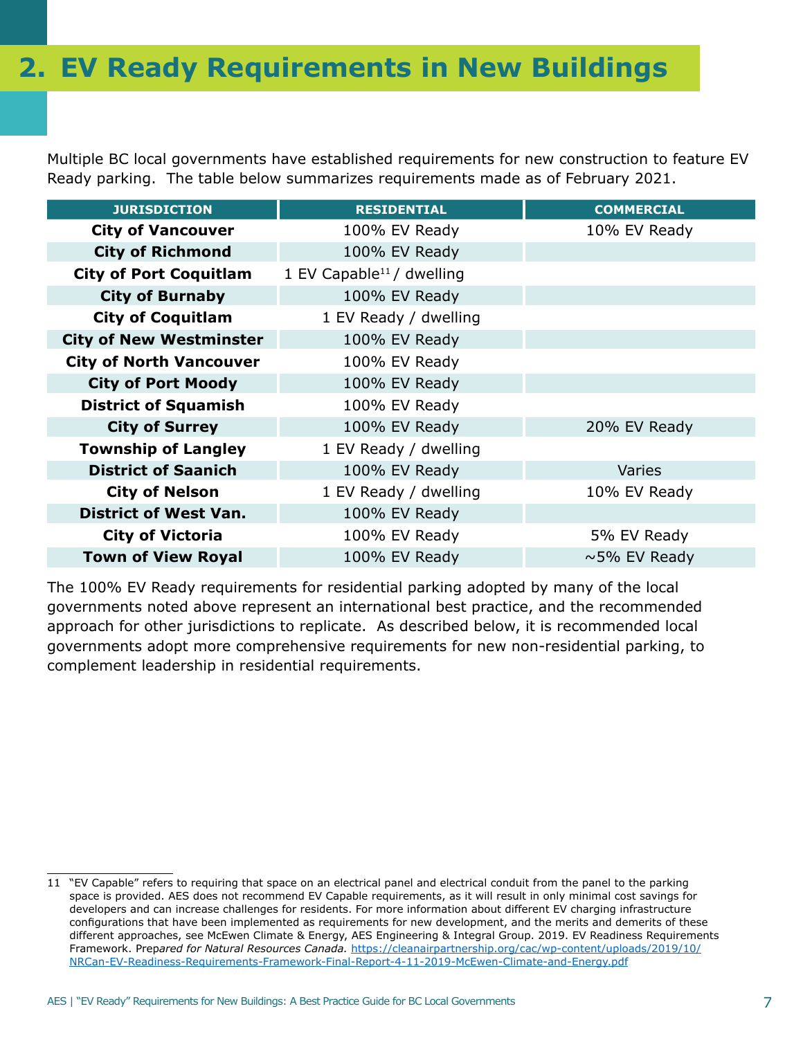## 2. EV Ready Requirements in New Buildings

Multiple BC local governments have established requirements for new construction to feature EV Ready parking. The table below summarizes requirements made as of February 2021.

| JURISDICTION | RESIDENTIAL | COMMERCIAL |
|---|---|---|
| **City of Vancouver** | 100% EV Ready | 10% EV Ready |
| **City of Richmond** | 100% EV Ready | |
| **City of Port Coquitlam** | 1 EV Capable[11] / dwelling | |
| **City of Burnaby** | 100% EV Ready | |
| **City of Coquitlam** | 1 EV Ready / dwelling | |
| **City of New Westminster** | 100% EV Ready | |
| **City of North Vancouver** | 100% EV Ready | |
| **City of Port Moody** | 100% EV Ready | |
| **District of Squamish** | 100% EV Ready | |
| **City of Surrey** | 100% EV Ready | 20% EV Ready |
| **Township of Langley** | 1 EV Ready / dwelling | |
| **District of Saanich** | 100% EV Ready | Varies |
| **City of Nelson** | 1 EV Ready / dwelling | 10% EV Ready |
| **District of West Van.** | 100% EV Ready | |
| **City of Victoria** | 100% EV Ready | 5% EV Ready |
| **Town of View Royal** | 100% EV Ready | ~5% EV Ready |

The 100% EV Ready requirements for residential parking adopted by many of the local governments noted above represent an international best practice, and the recommended approach for other jurisdictions to replicate. As described below, it is recommended local governments adopt more comprehensive requirements for new non-residential parking, to complement leadership in residential requirements.

11 "EV Capable" refers to requiring that space on an electrical panel and electrical conduit from the panel to the parking space is provided. AES does not recommend EV Capable requirements, as it will result in only minimal cost savings for developers and can increase challenges for residents. For more information about different EV charging infrastructure configurations that have been implemented as requirements for new development, and the merits and demerits of these different approaches, see McEwen Climate & Energy, AES Engineering & Integral Group. 2019. EV Readiness Requirements Framework. Prep*ared for Natural Resources Canada.* https://cleanairpartnership.org/cac/wp-content/uploads/2019/10/NRCan-EV-Readiness-Requirements-Framework-Final-Report-4-11-2019-McEwen-Climate-and-Energy.pdf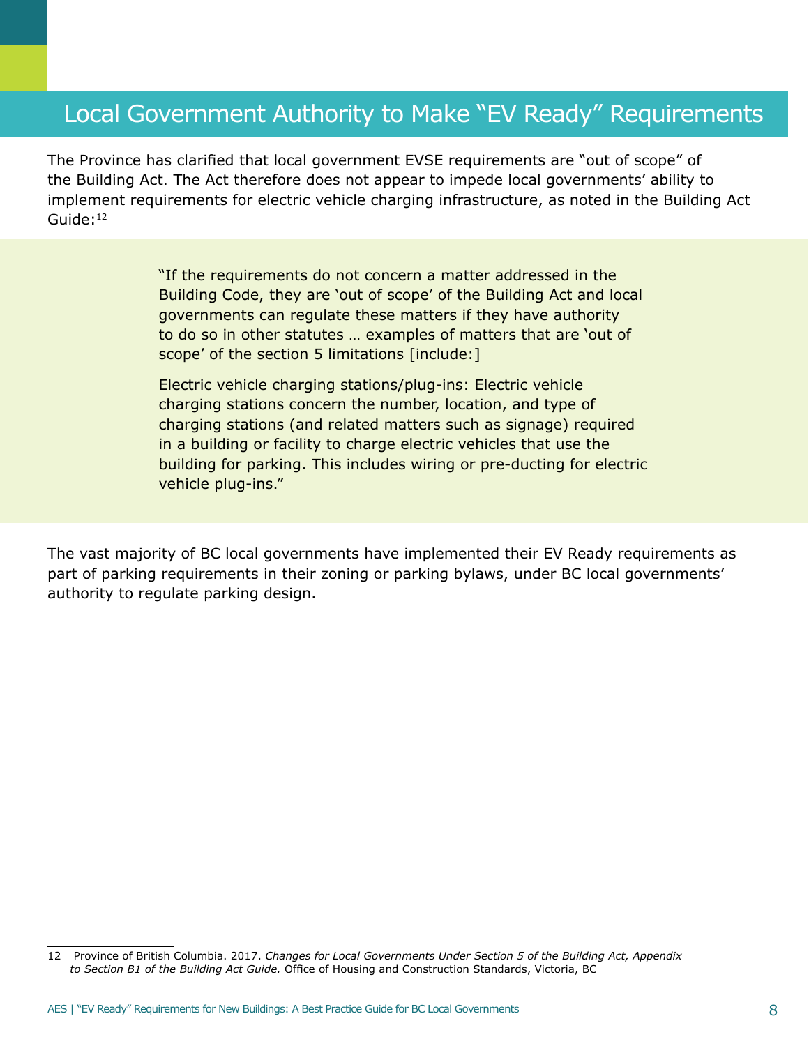# Local Government Authority to Make "EV Ready" Requirements

The Province has clarified that local government EVSE requirements are "out of scope" of the Building Act. The Act therefore does not appear to impede local governments' ability to implement requirements for electric vehicle charging infrastructure, as noted in the Building Act Guide:[12]

> "If the requirements do not concern a matter addressed in the Building Code, they are 'out of scope' of the Building Act and local governments can regulate these matters if they have authority to do so in other statutes … examples of matters that are 'out of scope' of the section 5 limitations [include:]
>
> Electric vehicle charging stations/plug-ins: Electric vehicle charging stations concern the number, location, and type of charging stations (and related matters such as signage) required in a building or facility to charge electric vehicles that use the building for parking. This includes wiring or pre-ducting for electric vehicle plug-ins."

The vast majority of BC local governments have implemented their EV Ready requirements as part of parking requirements in their zoning or parking bylaws, under BC local governments' authority to regulate parking design.

---

12 Province of British Columbia. 2017. *Changes for Local Governments Under Section 5 of the Building Act, Appendix to Section B1 of the Building Act Guide.* Office of Housing and Construction Standards, Victoria, BC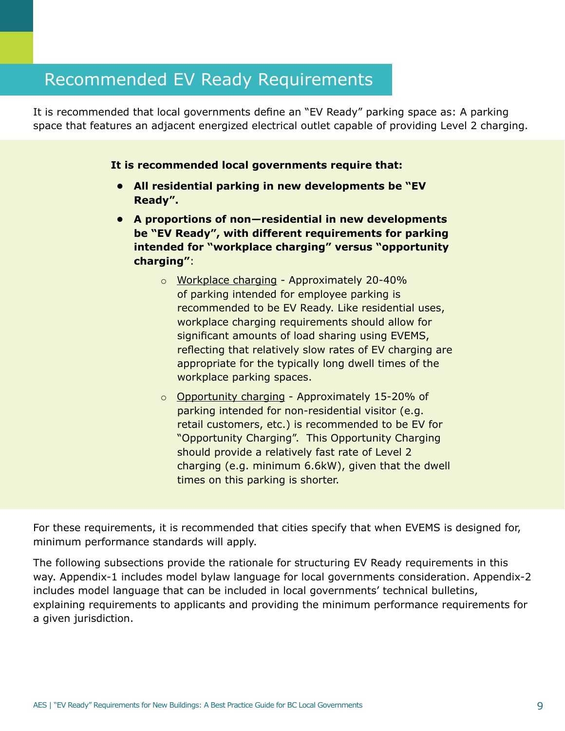# Recommended EV Ready Requirements

It is recommended that local governments define an "EV Ready" parking space as: A parking space that features an adjacent energized electrical outlet capable of providing Level 2 charging.

**It is recommended local governments require that:**

- **All residential parking in new developments be "EV Ready".**
- **A proportions of non—residential in new developments be "EV Ready", with different requirements for parking intended for "workplace charging" versus "opportunity charging"**:
  - Workplace charging - Approximately 20-40% of parking intended for employee parking is recommended to be EV Ready. Like residential uses, workplace charging requirements should allow for significant amounts of load sharing using EVEMS, reflecting that relatively slow rates of EV charging are appropriate for the typically long dwell times of the workplace parking spaces.
  - Opportunity charging - Approximately 15-20% of parking intended for non-residential visitor (e.g. retail customers, etc.) is recommended to be EV for "Opportunity Charging". This Opportunity Charging should provide a relatively fast rate of Level 2 charging (e.g. minimum 6.6kW), given that the dwell times on this parking is shorter.

For these requirements, it is recommended that cities specify that when EVEMS is designed for, minimum performance standards will apply.

The following subsections provide the rationale for structuring EV Ready requirements in this way. Appendix-1 includes model bylaw language for local governments consideration. Appendix-2 includes model language that can be included in local governments' technical bulletins, explaining requirements to applicants and providing the minimum performance requirements for a given jurisdiction.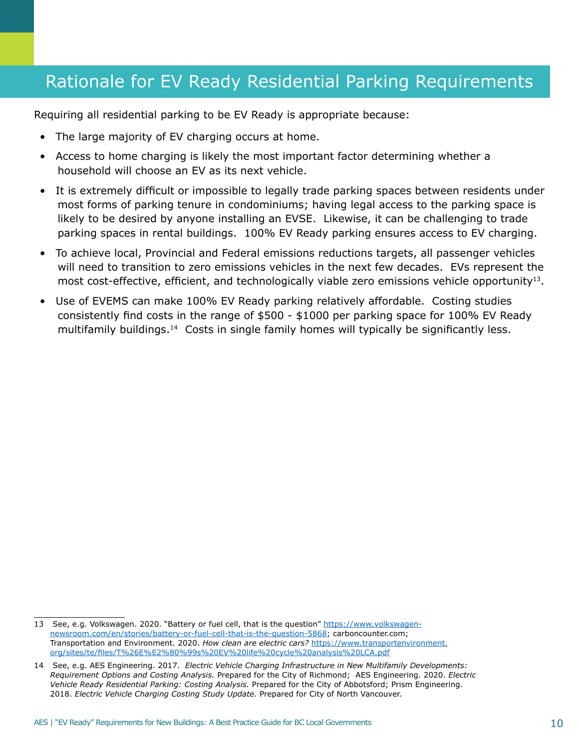## Rationale for EV Ready Residential Parking Requirements

Requiring all residential parking to be EV Ready is appropriate because:

- The large majority of EV charging occurs at home.
- Access to home charging is likely the most important factor determining whether a household will choose an EV as its next vehicle.
- It is extremely difficult or impossible to legally trade parking spaces between residents under most forms of parking tenure in condominiums; having legal access to the parking space is likely to be desired by anyone installing an EVSE. Likewise, it can be challenging to trade parking spaces in rental buildings. 100% EV Ready parking ensures access to EV charging.
- To achieve local, Provincial and Federal emissions reductions targets, all passenger vehicles will need to transition to zero emissions vehicles in the next few decades. EVs represent the most cost-effective, efficient, and technologically viable zero emissions vehicle opportunity[13].
- Use of EVEMS can make 100% EV Ready parking relatively affordable. Costing studies consistently find costs in the range of $500 - $1000 per parking space for 100% EV Ready multifamily buildings.[14] Costs in single family homes will typically be significantly less.

---

13 See, e.g. Volkswagen. 2020. "Battery or fuel cell, that is the question" https://www.volkswagen-newsroom.com/en/stories/battery-or-fuel-cell-that-is-the-question-5868; carboncounter.com; Transportation and Environment. 2020. *How clean are electric cars?* https://www.transportenvironment.org/sites/te/files/T%26E%E2%80%99s%20EV%20life%20cycle%20analysis%20LCA.pdf

14 See, e.g. AES Engineering. 2017. *Electric Vehicle Charging Infrastructure in New Multifamily Developments: Requirement Options and Costing Analysis.* Prepared for the City of Richmond; AES Engineering. 2020. *Electric Vehicle Ready Residential Parking: Costing Analysis.* Prepared for the City of Abbotsford; Prism Engineering. 2018. *Electric Vehicle Charging Costing Study Update.* Prepared for City of North Vancouver.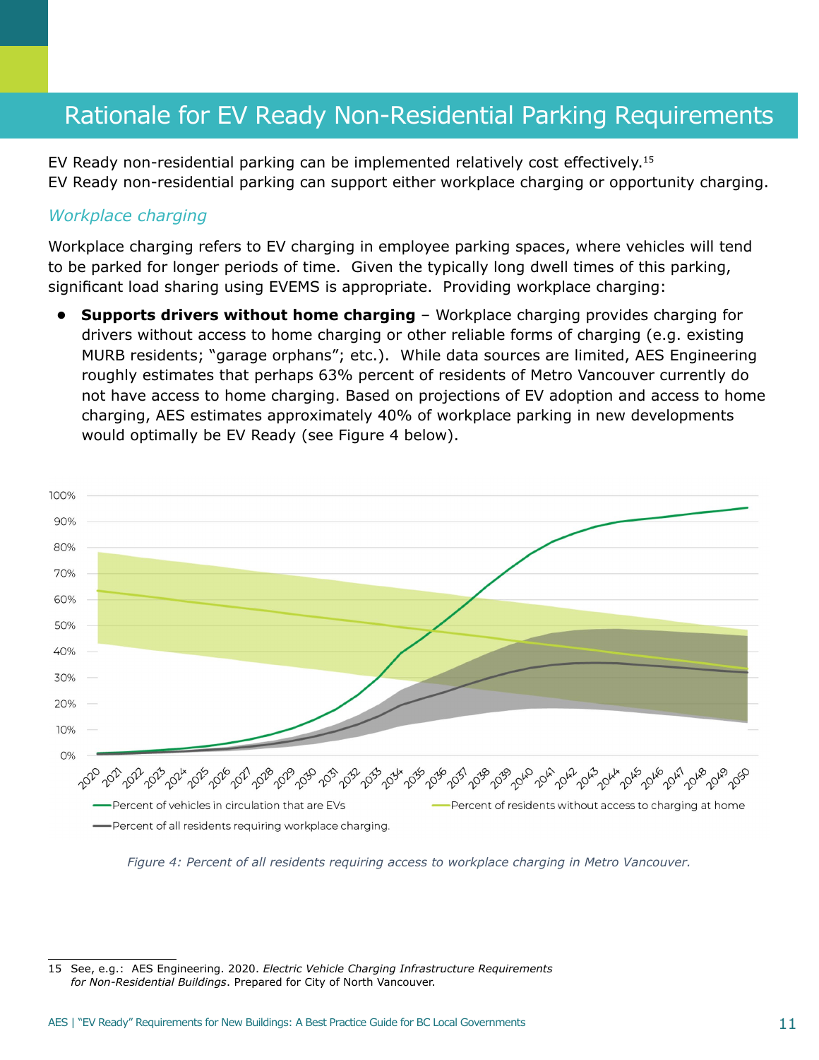# Rationale for EV Ready Non-Residential Parking Requirements

EV Ready non-residential parking can be implemented relatively cost effectively.[15]
EV Ready non-residential parking can support either workplace charging or opportunity charging.

## *Workplace charging*

Workplace charging refers to EV charging in employee parking spaces, where vehicles will tend to be parked for longer periods of time. Given the typically long dwell times of this parking, significant load sharing using EVEMS is appropriate. Providing workplace charging:

- **Supports drivers without home charging** – Workplace charging provides charging for drivers without access to home charging or other reliable forms of charging (e.g. existing MURB residents; "garage orphans"; etc.). While data sources are limited, AES Engineering roughly estimates that perhaps 63% percent of residents of Metro Vancouver currently do not have access to home charging. Based on projections of EV adoption and access to home charging, AES estimates approximately 40% of workplace parking in new developments would optimally be EV Ready (see Figure 4 below).

100%
90%
80%
70%
60%
50%
40%
30%
20%
10%
0%

2020 2021 2022 2023 2024 2025 2026 2027 2028 2029 2030 2031 2032 2033 2034 2035 2036 2037 2038 2039 2040 2041 2042 2043 2044 2045 2046 2047 2048 2049 2050

Percent of vehicles in circulation that are EVs
Percent of residents without access to charging at home
Percent of all residents requiring workplace charging.

*Figure 4: Percent of all residents requiring access to workplace charging in Metro Vancouver.*

---

15 See, e.g.: AES Engineering. 2020. *Electric Vehicle Charging Infrastructure Requirements for Non-Residential Buildings*. Prepared for City of North Vancouver.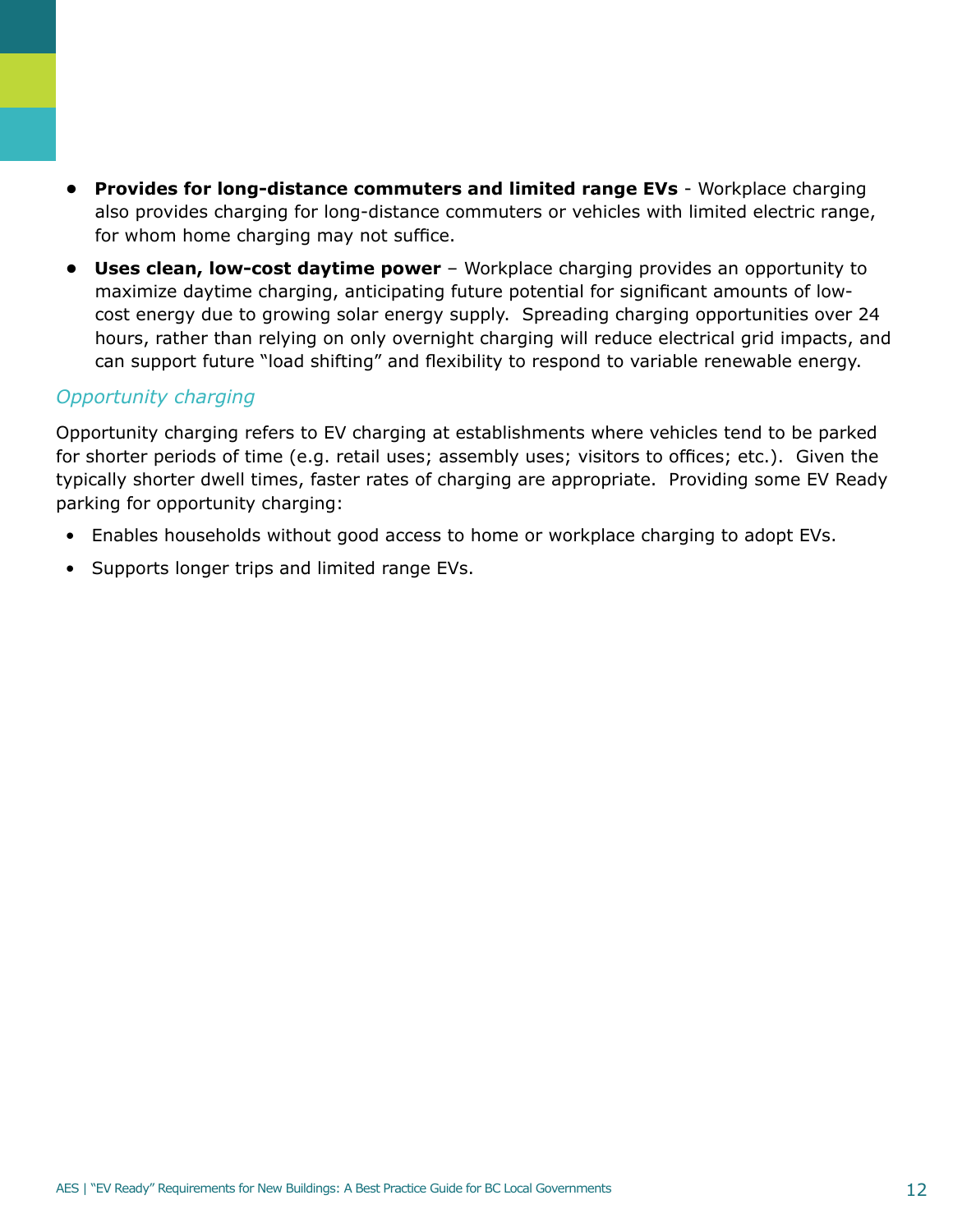- **Provides for long-distance commuters and limited range EVs** - Workplace charging also provides charging for long-distance commuters or vehicles with limited electric range, for whom home charging may not suffice.
- **Uses clean, low-cost daytime power** – Workplace charging provides an opportunity to maximize daytime charging, anticipating future potential for significant amounts of low-cost energy due to growing solar energy supply. Spreading charging opportunities over 24 hours, rather than relying on only overnight charging will reduce electrical grid impacts, and can support future "load shifting" and flexibility to respond to variable renewable energy.

### *Opportunity charging*

Opportunity charging refers to EV charging at establishments where vehicles tend to be parked for shorter periods of time (e.g. retail uses; assembly uses; visitors to offices; etc.). Given the typically shorter dwell times, faster rates of charging are appropriate. Providing some EV Ready parking for opportunity charging:

- Enables households without good access to home or workplace charging to adopt EVs.
- Supports longer trips and limited range EVs.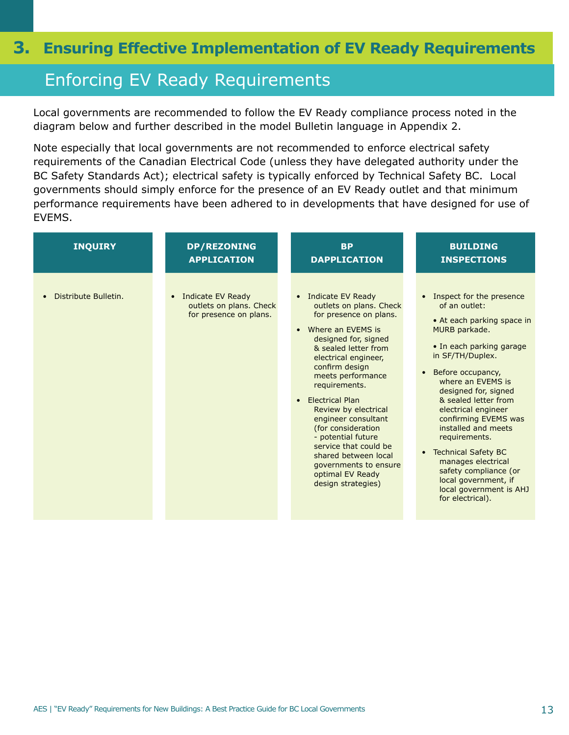# 3. Ensuring Effective Implementation of EV Ready Requirements

## Enforcing EV Ready Requirements

Local governments are recommended to follow the EV Ready compliance process noted in the diagram below and further described in the model Bulletin language in Appendix 2.

Note especially that local governments are not recommended to enforce electrical safety requirements of the Canadian Electrical Code (unless they have delegated authority under the BC Safety Standards Act); electrical safety is typically enforced by Technical Safety BC. Local governments should simply enforce for the presence of an EV Ready outlet and that minimum performance requirements have been adhered to in developments that have designed for use of EVEMS.

| INQUIRY | DP/REZONING APPLICATION | BP DAPPLICATION | BUILDING INSPECTIONS |
|---|---|---|---|
| • Distribute Bulletin. | • Indicate EV Ready outlets on plans. Check for presence on plans. | • Indicate EV Ready outlets on plans. Check for presence on plans.<br>• Where an EVEMS is designed for, signed & sealed letter from electrical engineer, confirm design meets performance requirements.<br>• Electrical Plan Review by electrical engineer consultant (for consideration - potential future service that could be shared between local governments to ensure optimal EV Ready design strategies) | • Inspect for the presence of an outlet:<br>• At each parking space in MURB parkade.<br>• In each parking garage in SF/TH/Duplex.<br>• Before occupancy, where an EVEMS is designed for, signed & sealed letter from electrical engineer confirming EVEMS was installed and meets requirements.<br>• Technical Safety BC manages electrical safety compliance (or local government, if local government is AHJ for electrical). |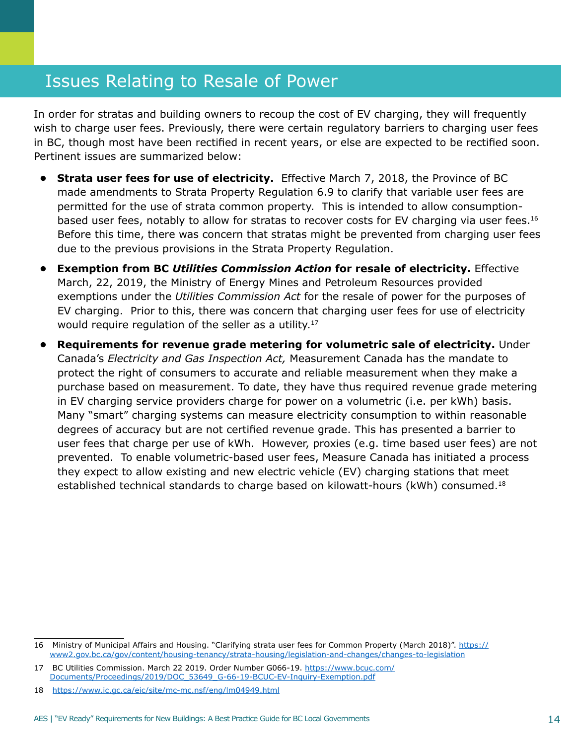# Issues Relating to Resale of Power

In order for stratas and building owners to recoup the cost of EV charging, they will frequently wish to charge user fees. Previously, there were certain regulatory barriers to charging user fees in BC, though most have been rectified in recent years, or else are expected to be rectified soon. Pertinent issues are summarized below:

- **Strata user fees for use of electricity.** Effective March 7, 2018, the Province of BC made amendments to Strata Property Regulation 6.9 to clarify that variable user fees are permitted for the use of strata common property. This is intended to allow consumption-based user fees, notably to allow for stratas to recover costs for EV charging via user fees.[16] Before this time, there was concern that stratas might be prevented from charging user fees due to the previous provisions in the Strata Property Regulation.
- **Exemption from BC *Utilities Commission Action* for resale of electricity.** Effective March, 22, 2019, the Ministry of Energy Mines and Petroleum Resources provided exemptions under the *Utilities Commission Act* for the resale of power for the purposes of EV charging. Prior to this, there was concern that charging user fees for use of electricity would require regulation of the seller as a utility.[17]
- **Requirements for revenue grade metering for volumetric sale of electricity.** Under Canada's *Electricity and Gas Inspection Act,* Measurement Canada has the mandate to protect the right of consumers to accurate and reliable measurement when they make a purchase based on measurement. To date, they have thus required revenue grade metering in EV charging service providers charge for power on a volumetric (i.e. per kWh) basis. Many "smart" charging systems can measure electricity consumption to within reasonable degrees of accuracy but are not certified revenue grade. This has presented a barrier to user fees that charge per use of kWh. However, proxies (e.g. time based user fees) are not prevented. To enable volumetric-based user fees, Measure Canada has initiated a process they expect to allow existing and new electric vehicle (EV) charging stations that meet established technical standards to charge based on kilowatt-hours (kWh) consumed.[18]

---

16 Ministry of Municipal Affairs and Housing. "Clarifying strata user fees for Common Property (March 2018)". https://www2.gov.bc.ca/gov/content/housing-tenancy/strata-housing/legislation-and-changes/changes-to-legislation

17 BC Utilities Commission. March 22 2019. Order Number G066-19. https://www.bcuc.com/Documents/Proceedings/2019/DOC_53649_G-66-19-BCUC-EV-Inquiry-Exemption.pdf

18 https://www.ic.gc.ca/eic/site/mc-mc.nsf/eng/lm04949.html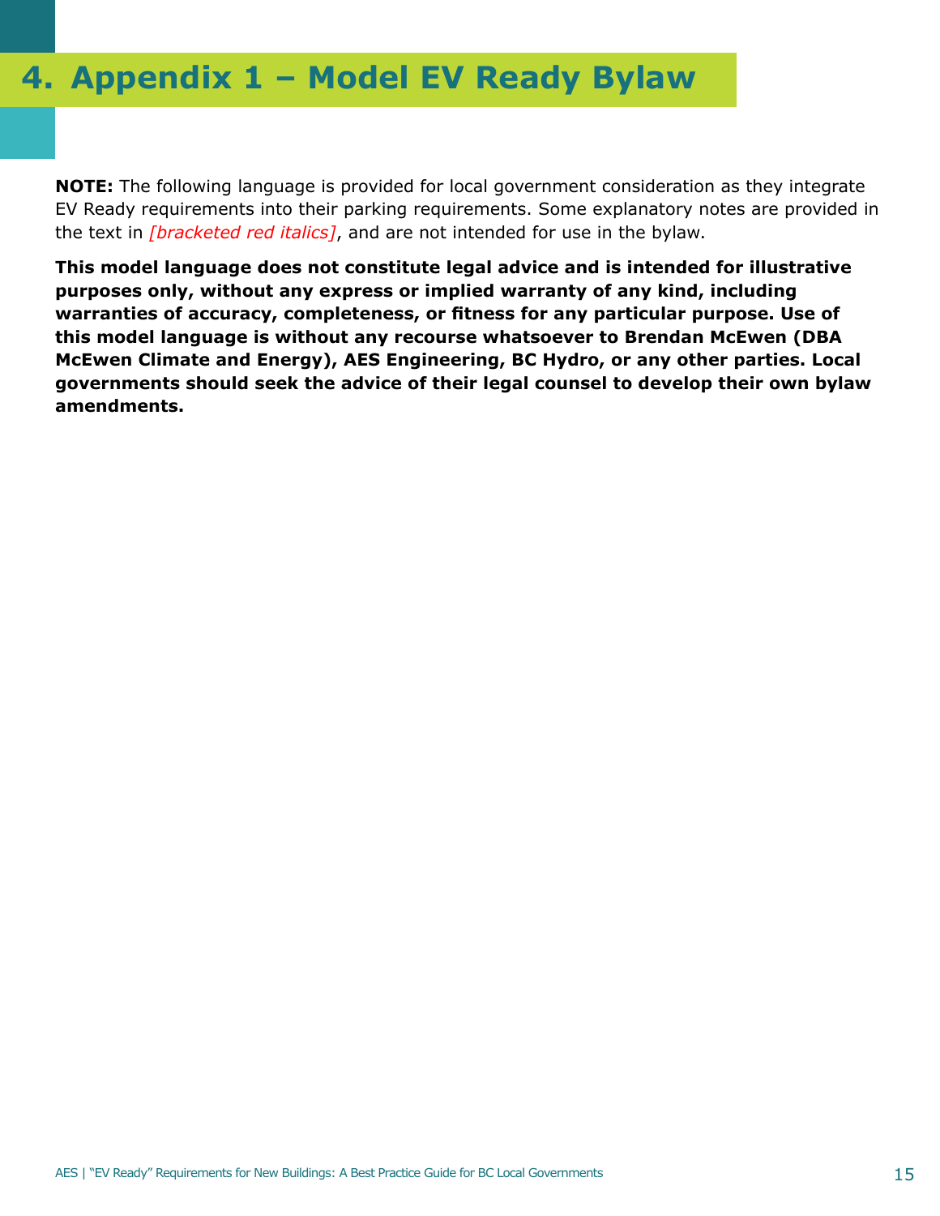# 4. Appendix 1 – Model EV Ready Bylaw

**NOTE:** The following language is provided for local government consideration as they integrate EV Ready requirements into their parking requirements. Some explanatory notes are provided in the text in *[bracketed red italics]*, and are not intended for use in the bylaw.

**This model language does not constitute legal advice and is intended for illustrative purposes only, without any express or implied warranty of any kind, including warranties of accuracy, completeness, or fitness for any particular purpose. Use of this model language is without any recourse whatsoever to Brendan McEwen (DBA McEwen Climate and Energy), AES Engineering, BC Hydro, or any other parties. Local governments should seek the advice of their legal counsel to develop their own bylaw amendments.**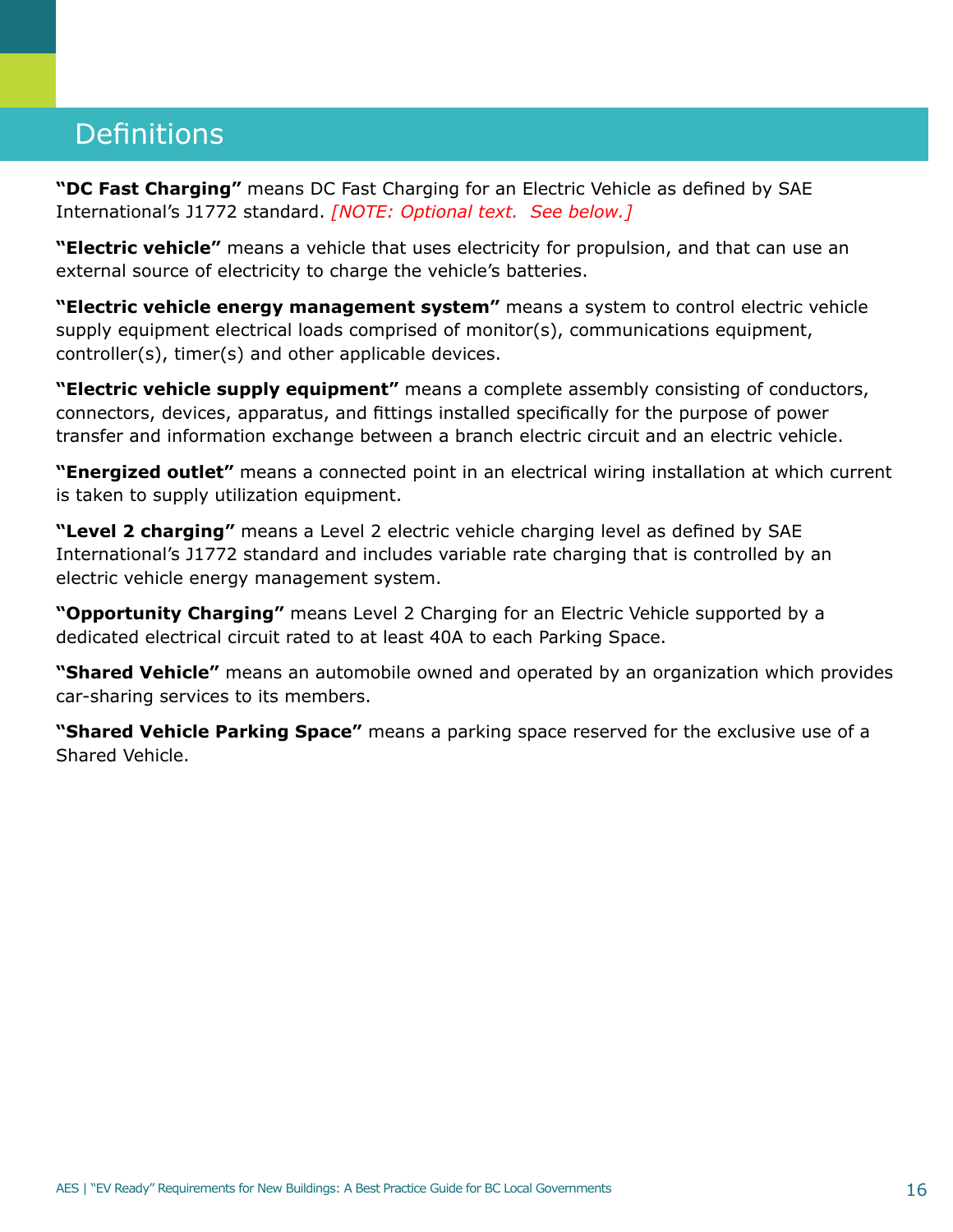# Definitions

**"DC Fast Charging"** means DC Fast Charging for an Electric Vehicle as defined by SAE International's J1772 standard. *[NOTE: Optional text.  See below.]*

**"Electric vehicle"** means a vehicle that uses electricity for propulsion, and that can use an external source of electricity to charge the vehicle's batteries.

**"Electric vehicle energy management system"** means a system to control electric vehicle supply equipment electrical loads comprised of monitor(s), communications equipment, controller(s), timer(s) and other applicable devices.

**"Electric vehicle supply equipment"** means a complete assembly consisting of conductors, connectors, devices, apparatus, and fittings installed specifically for the purpose of power transfer and information exchange between a branch electric circuit and an electric vehicle.

**"Energized outlet"** means a connected point in an electrical wiring installation at which current is taken to supply utilization equipment.

**"Level 2 charging"** means a Level 2 electric vehicle charging level as defined by SAE International's J1772 standard and includes variable rate charging that is controlled by an electric vehicle energy management system.

**"Opportunity Charging"** means Level 2 Charging for an Electric Vehicle supported by a dedicated electrical circuit rated to at least 40A to each Parking Space.

**"Shared Vehicle"** means an automobile owned and operated by an organization which provides car-sharing services to its members.

**"Shared Vehicle Parking Space"** means a parking space reserved for the exclusive use of a Shared Vehicle.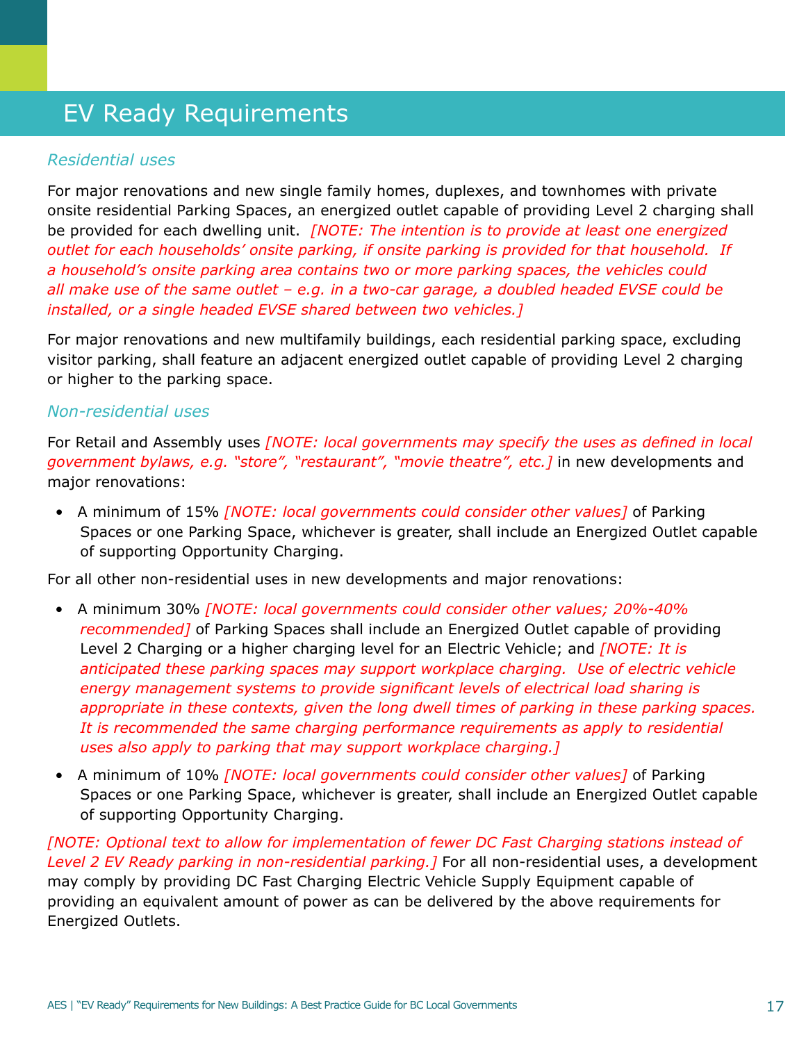# EV Ready Requirements

### *Residential uses*

For major renovations and new single family homes, duplexes, and townhomes with private onsite residential Parking Spaces, an energized outlet capable of providing Level 2 charging shall be provided for each dwelling unit. *[NOTE: The intention is to provide at least one energized outlet for each households' onsite parking, if onsite parking is provided for that household. If a household's onsite parking area contains two or more parking spaces, the vehicles could all make use of the same outlet – e.g. in a two-car garage, a doubled headed EVSE could be installed, or a single headed EVSE shared between two vehicles.]*

For major renovations and new multifamily buildings, each residential parking space, excluding visitor parking, shall feature an adjacent energized outlet capable of providing Level 2 charging or higher to the parking space.

### *Non-residential uses*

For Retail and Assembly uses *[NOTE: local governments may specify the uses as defined in local government bylaws, e.g. "store", "restaurant", "movie theatre", etc.]* in new developments and major renovations:

- A minimum of 15% *[NOTE: local governments could consider other values]* of Parking Spaces or one Parking Space, whichever is greater, shall include an Energized Outlet capable of supporting Opportunity Charging.

For all other non-residential uses in new developments and major renovations:

- A minimum 30% *[NOTE: local governments could consider other values; 20%-40% recommended]* of Parking Spaces shall include an Energized Outlet capable of providing Level 2 Charging or a higher charging level for an Electric Vehicle; and *[NOTE: It is anticipated these parking spaces may support workplace charging. Use of electric vehicle energy management systems to provide significant levels of electrical load sharing is appropriate in these contexts, given the long dwell times of parking in these parking spaces. It is recommended the same charging performance requirements as apply to residential uses also apply to parking that may support workplace charging.]*
- A minimum of 10% *[NOTE: local governments could consider other values]* of Parking Spaces or one Parking Space, whichever is greater, shall include an Energized Outlet capable of supporting Opportunity Charging.

*[NOTE: Optional text to allow for implementation of fewer DC Fast Charging stations instead of Level 2 EV Ready parking in non-residential parking.]* For all non-residential uses, a development may comply by providing DC Fast Charging Electric Vehicle Supply Equipment capable of providing an equivalent amount of power as can be delivered by the above requirements for Energized Outlets.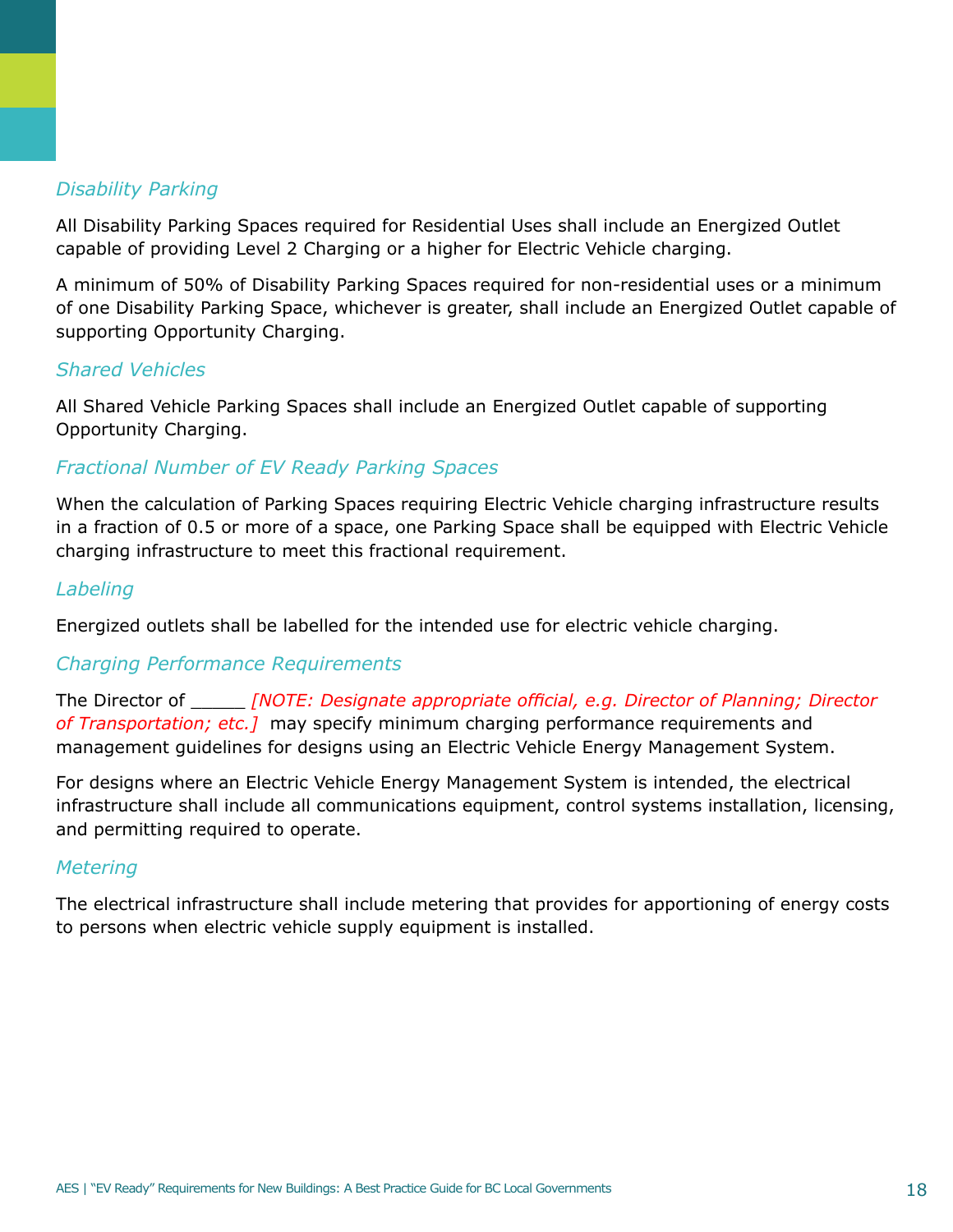### *Disability Parking*

All Disability Parking Spaces required for Residential Uses shall include an Energized Outlet capable of providing Level 2 Charging or a higher for Electric Vehicle charging.

A minimum of 50% of Disability Parking Spaces required for non-residential uses or a minimum of one Disability Parking Space, whichever is greater, shall include an Energized Outlet capable of supporting Opportunity Charging.

### *Shared Vehicles*

All Shared Vehicle Parking Spaces shall include an Energized Outlet capable of supporting Opportunity Charging.

### *Fractional Number of EV Ready Parking Spaces*

When the calculation of Parking Spaces requiring Electric Vehicle charging infrastructure results in a fraction of 0.5 or more of a space, one Parking Space shall be equipped with Electric Vehicle charging infrastructure to meet this fractional requirement.

### *Labeling*

Energized outlets shall be labelled for the intended use for electric vehicle charging.

### *Charging Performance Requirements*

The Director of _____ *[NOTE: Designate appropriate official, e.g. Director of Planning; Director of Transportation; etc.]* may specify minimum charging performance requirements and management guidelines for designs using an Electric Vehicle Energy Management System.

For designs where an Electric Vehicle Energy Management System is intended, the electrical infrastructure shall include all communications equipment, control systems installation, licensing, and permitting required to operate.

### *Metering*

The electrical infrastructure shall include metering that provides for apportioning of energy costs to persons when electric vehicle supply equipment is installed.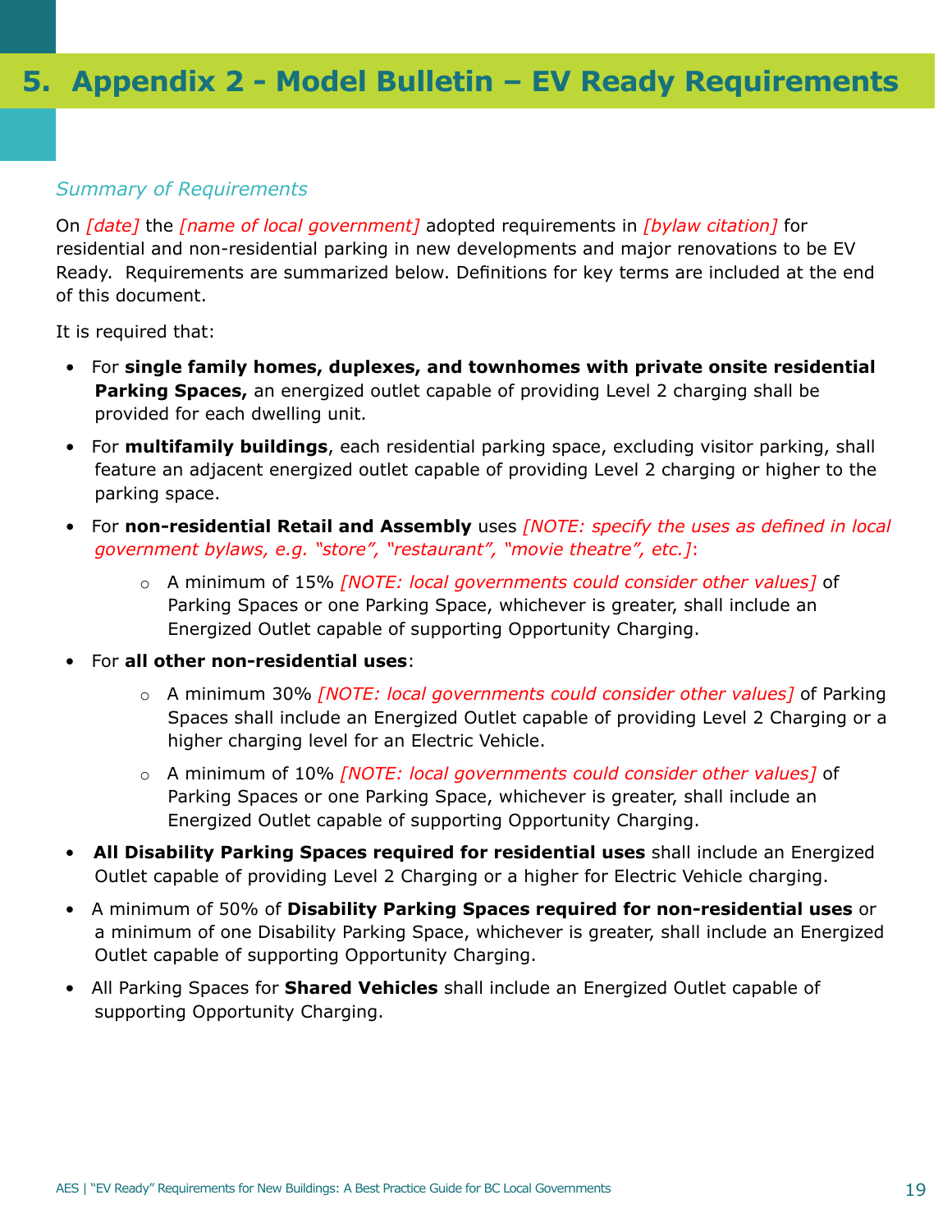# 5. Appendix 2 - Model Bulletin – EV Ready Requirements

*Summary of Requirements*

On *[date]* the *[name of local government]* adopted requirements in *[bylaw citation]* for residential and non-residential parking in new developments and major renovations to be EV Ready. Requirements are summarized below. Definitions for key terms are included at the end of this document.

It is required that:

- For **single family homes, duplexes, and townhomes with private onsite residential Parking Spaces,** an energized outlet capable of providing Level 2 charging shall be provided for each dwelling unit.
- For **multifamily buildings**, each residential parking space, excluding visitor parking, shall feature an adjacent energized outlet capable of providing Level 2 charging or higher to the parking space.
- For **non-residential Retail and Assembly** uses *[NOTE: specify the uses as defined in local government bylaws, e.g. "store", "restaurant", "movie theatre", etc.]*:
    - A minimum of 15% *[NOTE: local governments could consider other values]* of Parking Spaces or one Parking Space, whichever is greater, shall include an Energized Outlet capable of supporting Opportunity Charging.
- For **all other non-residential uses**:
    - A minimum 30% *[NOTE: local governments could consider other values]* of Parking Spaces shall include an Energized Outlet capable of providing Level 2 Charging or a higher charging level for an Electric Vehicle.
    - A minimum of 10% *[NOTE: local governments could consider other values]* of Parking Spaces or one Parking Space, whichever is greater, shall include an Energized Outlet capable of supporting Opportunity Charging.
- **All Disability Parking Spaces required for residential uses** shall include an Energized Outlet capable of providing Level 2 Charging or a higher for Electric Vehicle charging.
- A minimum of 50% of **Disability Parking Spaces required for non-residential uses** or a minimum of one Disability Parking Space, whichever is greater, shall include an Energized Outlet capable of supporting Opportunity Charging.
- All Parking Spaces for **Shared Vehicles** shall include an Energized Outlet capable of supporting Opportunity Charging.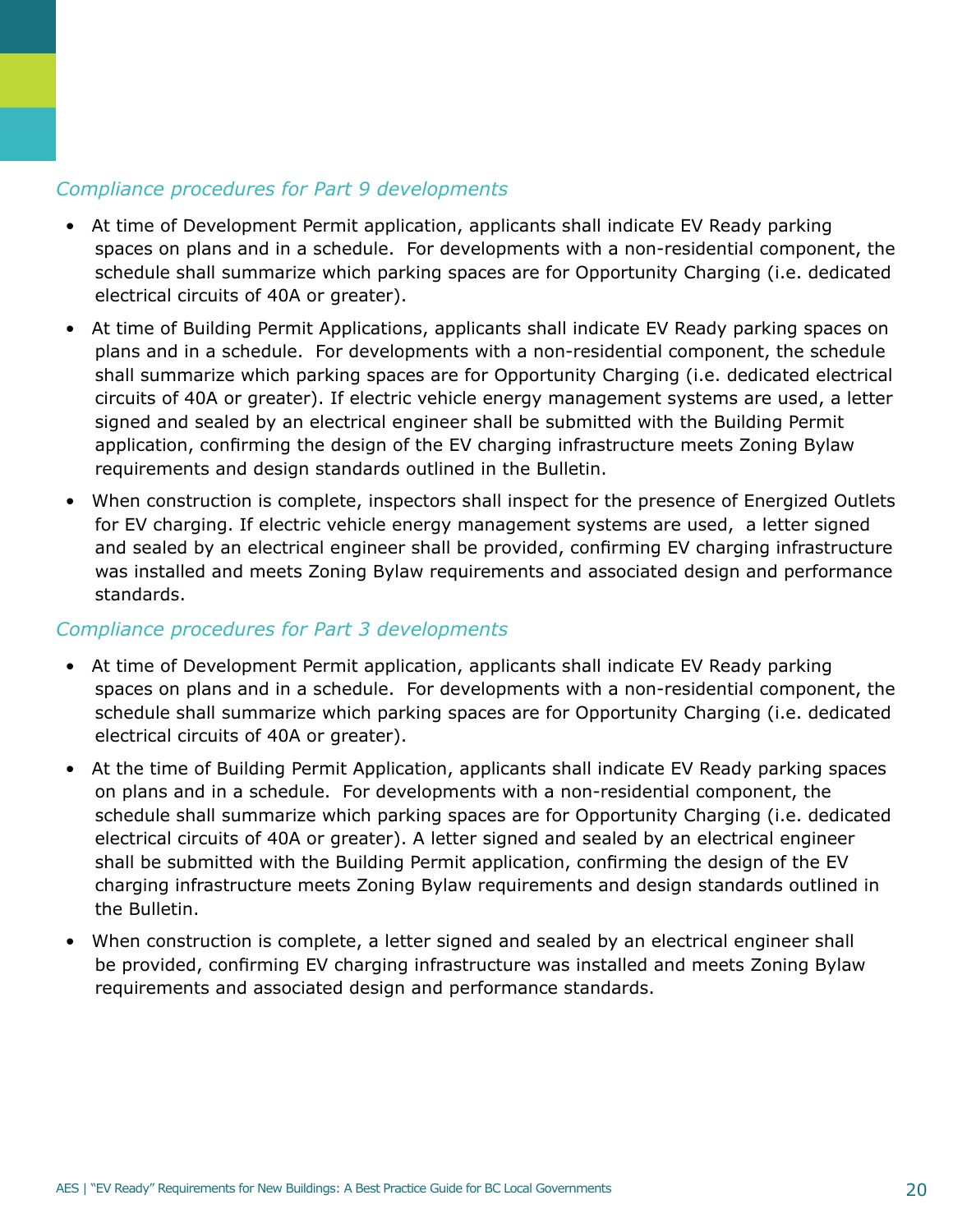*Compliance procedures for Part 9 developments*

- At time of Development Permit application, applicants shall indicate EV Ready parking spaces on plans and in a schedule. For developments with a non-residential component, the schedule shall summarize which parking spaces are for Opportunity Charging (i.e. dedicated electrical circuits of 40A or greater).
- At time of Building Permit Applications, applicants shall indicate EV Ready parking spaces on plans and in a schedule. For developments with a non-residential component, the schedule shall summarize which parking spaces are for Opportunity Charging (i.e. dedicated electrical circuits of 40A or greater). If electric vehicle energy management systems are used, a letter signed and sealed by an electrical engineer shall be submitted with the Building Permit application, confirming the design of the EV charging infrastructure meets Zoning Bylaw requirements and design standards outlined in the Bulletin.
- When construction is complete, inspectors shall inspect for the presence of Energized Outlets for EV charging. If electric vehicle energy management systems are used, a letter signed and sealed by an electrical engineer shall be provided, confirming EV charging infrastructure was installed and meets Zoning Bylaw requirements and associated design and performance standards.

*Compliance procedures for Part 3 developments*

- At time of Development Permit application, applicants shall indicate EV Ready parking spaces on plans and in a schedule. For developments with a non-residential component, the schedule shall summarize which parking spaces are for Opportunity Charging (i.e. dedicated electrical circuits of 40A or greater).
- At the time of Building Permit Application, applicants shall indicate EV Ready parking spaces on plans and in a schedule. For developments with a non-residential component, the schedule shall summarize which parking spaces are for Opportunity Charging (i.e. dedicated electrical circuits of 40A or greater). A letter signed and sealed by an electrical engineer shall be submitted with the Building Permit application, confirming the design of the EV charging infrastructure meets Zoning Bylaw requirements and design standards outlined in the Bulletin.
- When construction is complete, a letter signed and sealed by an electrical engineer shall be provided, confirming EV charging infrastructure was installed and meets Zoning Bylaw requirements and associated design and performance standards.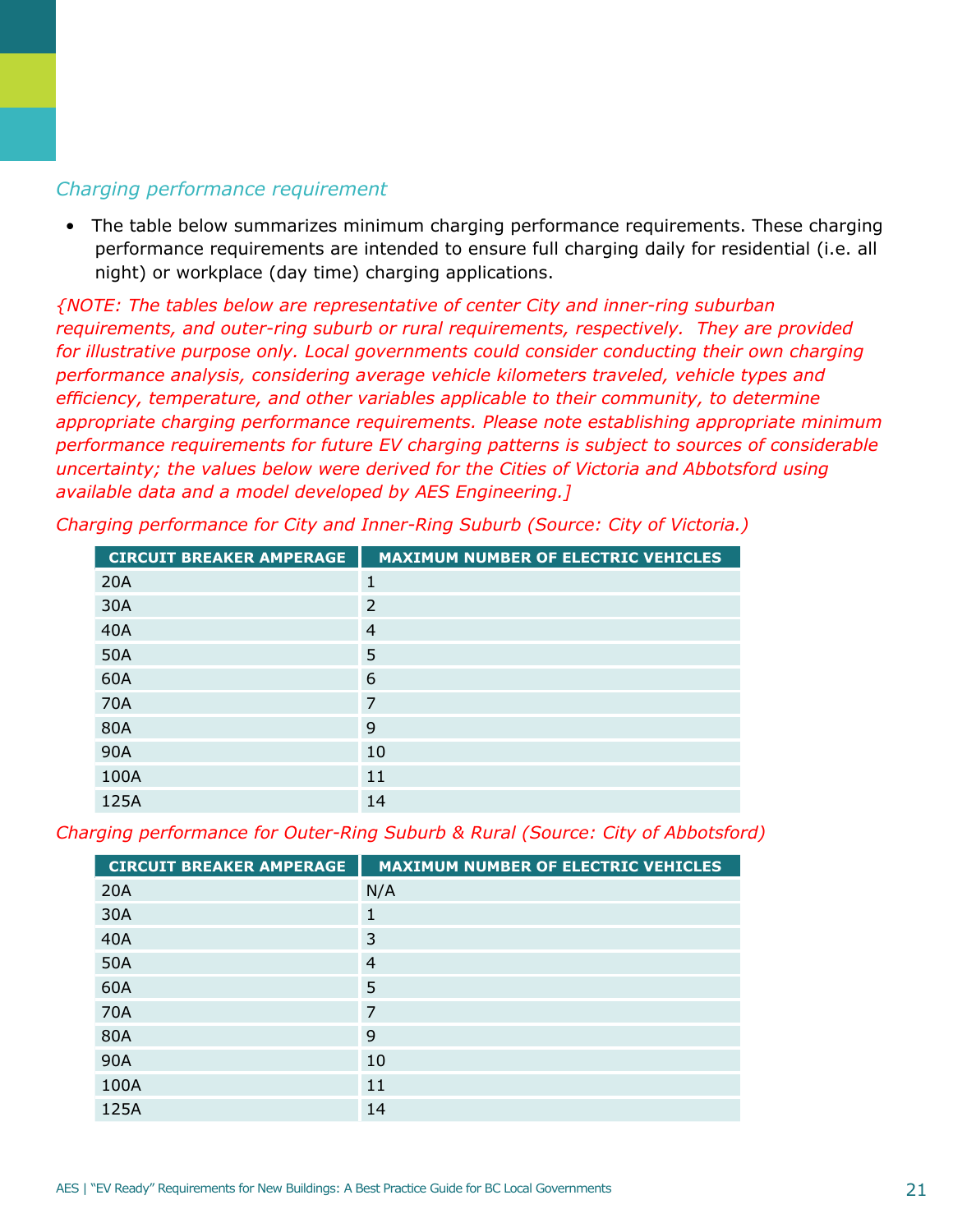*Charging performance requirement*

- The table below summarizes minimum charging performance requirements. These charging performance requirements are intended to ensure full charging daily for residential (i.e. all night) or workplace (day time) charging applications.

*{NOTE: The tables below are representative of center City and inner-ring suburban requirements, and outer-ring suburb or rural requirements, respectively. They are provided for illustrative purpose only. Local governments could consider conducting their own charging performance analysis, considering average vehicle kilometers traveled, vehicle types and efficiency, temperature, and other variables applicable to their community, to determine appropriate charging performance requirements. Please note establishing appropriate minimum performance requirements for future EV charging patterns is subject to sources of considerable uncertainty; the values below were derived for the Cities of Victoria and Abbotsford using available data and a model developed by AES Engineering.]*

*Charging performance for City and Inner-Ring Suburb (Source: City of Victoria.)*

| CIRCUIT BREAKER AMPERAGE | MAXIMUM NUMBER OF ELECTRIC VEHICLES |
|---|---|
| 20A | 1 |
| 30A | 2 |
| 40A | 4 |
| 50A | 5 |
| 60A | 6 |
| 70A | 7 |
| 80A | 9 |
| 90A | 10 |
| 100A | 11 |
| 125A | 14 |

*Charging performance for Outer-Ring Suburb & Rural (Source: City of Abbotsford)*

| CIRCUIT BREAKER AMPERAGE | MAXIMUM NUMBER OF ELECTRIC VEHICLES |
|---|---|
| 20A | N/A |
| 30A | 1 |
| 40A | 3 |
| 50A | 4 |
| 60A | 5 |
| 70A | 7 |
| 80A | 9 |
| 90A | 10 |
| 100A | 11 |
| 125A | 14 |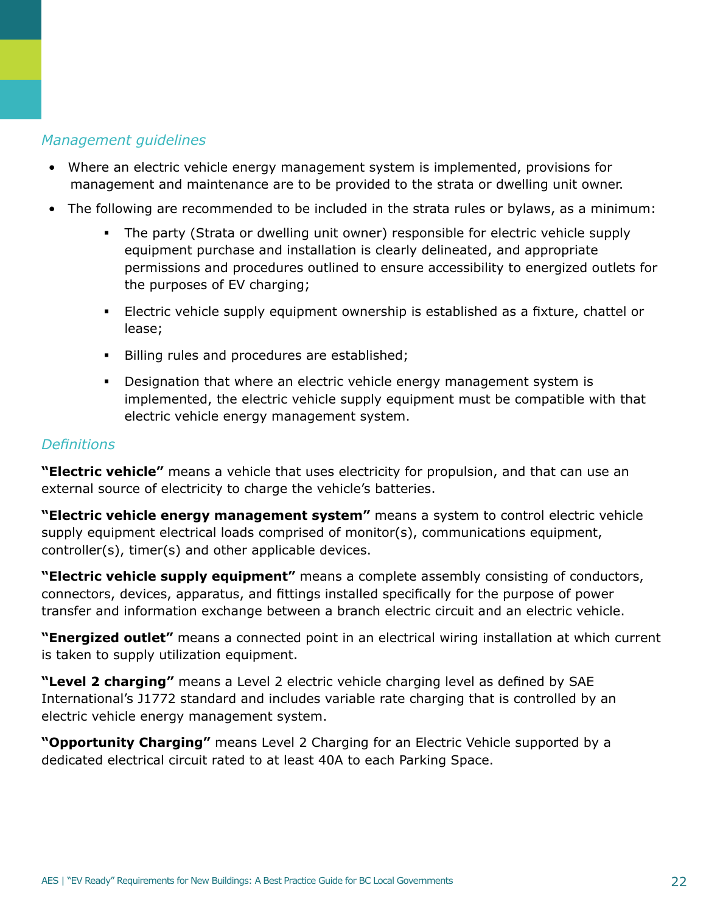*Management guidelines*

- Where an electric vehicle energy management system is implemented, provisions for management and maintenance are to be provided to the strata or dwelling unit owner.
- The following are recommended to be included in the strata rules or bylaws, as a minimum:
  - The party (Strata or dwelling unit owner) responsible for electric vehicle supply equipment purchase and installation is clearly delineated, and appropriate permissions and procedures outlined to ensure accessibility to energized outlets for the purposes of EV charging;
  - Electric vehicle supply equipment ownership is established as a fixture, chattel or lease;
  - Billing rules and procedures are established;
  - Designation that where an electric vehicle energy management system is implemented, the electric vehicle supply equipment must be compatible with that electric vehicle energy management system.

*Definitions*

**"Electric vehicle"** means a vehicle that uses electricity for propulsion, and that can use an external source of electricity to charge the vehicle's batteries.

**"Electric vehicle energy management system"** means a system to control electric vehicle supply equipment electrical loads comprised of monitor(s), communications equipment, controller(s), timer(s) and other applicable devices.

**"Electric vehicle supply equipment"** means a complete assembly consisting of conductors, connectors, devices, apparatus, and fittings installed specifically for the purpose of power transfer and information exchange between a branch electric circuit and an electric vehicle.

**"Energized outlet"** means a connected point in an electrical wiring installation at which current is taken to supply utilization equipment.

**"Level 2 charging"** means a Level 2 electric vehicle charging level as defined by SAE International's J1772 standard and includes variable rate charging that is controlled by an electric vehicle energy management system.

**"Opportunity Charging"** means Level 2 Charging for an Electric Vehicle supported by a dedicated electrical circuit rated to at least 40A to each Parking Space.